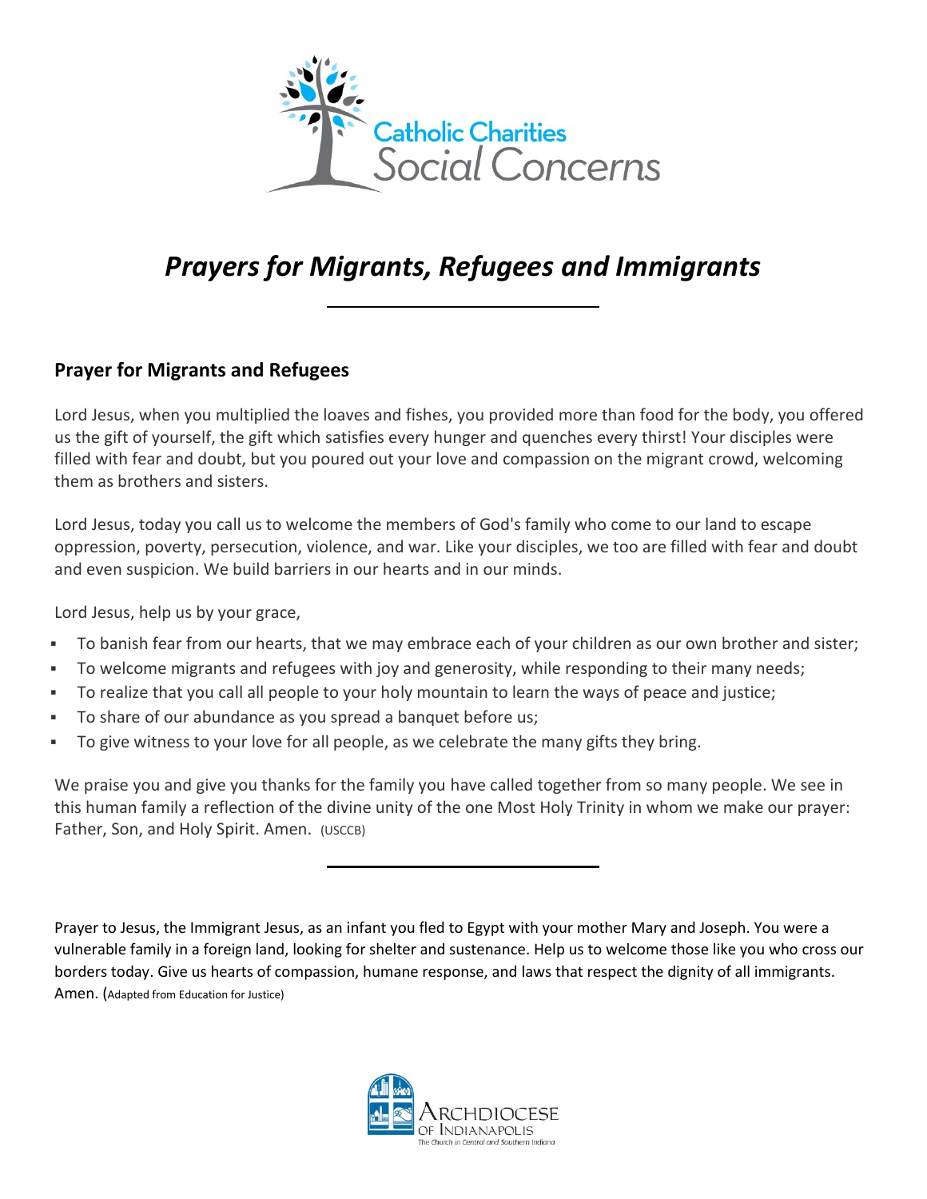Catholic Charities
Social Concerns

# *Prayers for Migrants, Refugees and Immigrants*

---

## Prayer for Migrants and Refugees

Lord Jesus, when you multiplied the loaves and fishes, you provided more than food for the body, you offered us the gift of yourself, the gift which satisfies every hunger and quenches every thirst! Your disciples were filled with fear and doubt, but you poured out your love and compassion on the migrant crowd, welcoming them as brothers and sisters.

Lord Jesus, today you call us to welcome the members of God's family who come to our land to escape oppression, poverty, persecution, violence, and war. Like your disciples, we too are filled with fear and doubt and even suspicion. We build barriers in our hearts and in our minds.

Lord Jesus, help us by your grace,

- To banish fear from our hearts, that we may embrace each of your children as our own brother and sister;
- To welcome migrants and refugees with joy and generosity, while responding to their many needs;
- To realize that you call all people to your holy mountain to learn the ways of peace and justice;
- To share of our abundance as you spread a banquet before us;
- To give witness to your love for all people, as we celebrate the many gifts they bring.

We praise you and give you thanks for the family you have called together from so many people. We see in this human family a reflection of the divine unity of the one Most Holy Trinity in whom we make our prayer: Father, Son, and Holy Spirit. Amen. (USCCB)

---

Prayer to Jesus, the Immigrant Jesus, as an infant you fled to Egypt with your mother Mary and Joseph. You were a vulnerable family in a foreign land, looking for shelter and sustenance. Help us to welcome those like you who cross our borders today. Give us hearts of compassion, humane response, and laws that respect the dignity of all immigrants. Amen. (Adapted from Education for Justice)

Archdiocese of Indianapolis
The Church in Central and Southern Indiana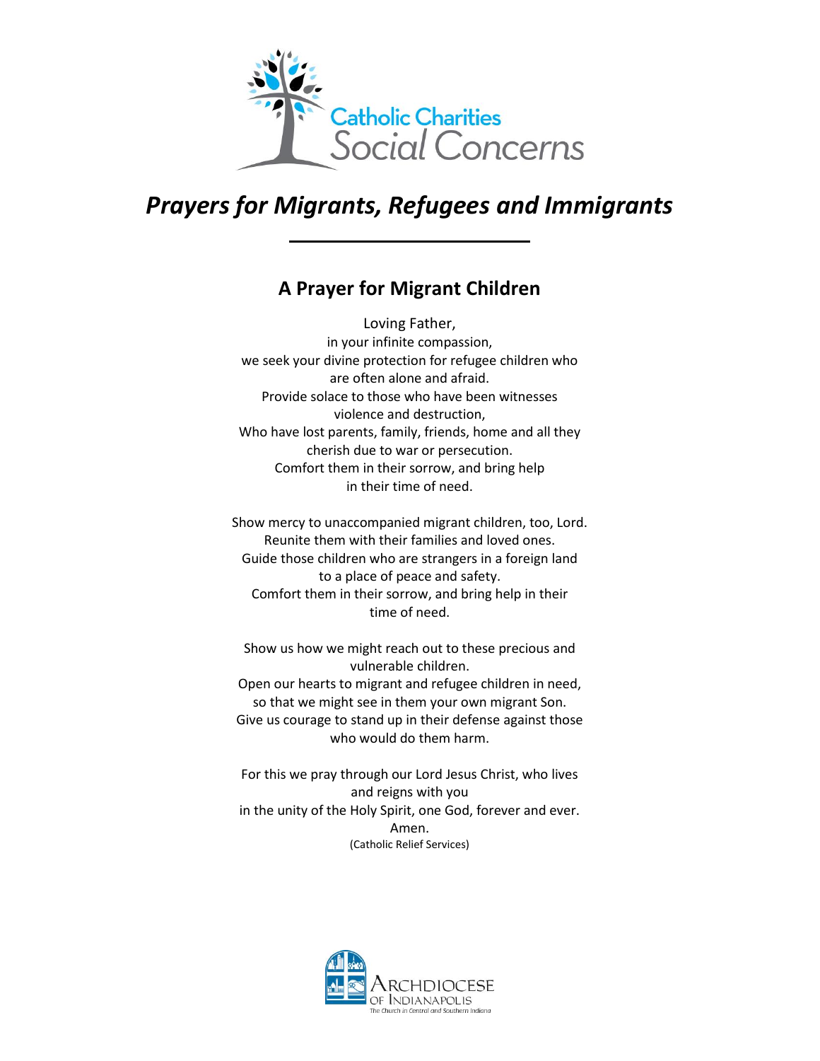Catholic Charities Social Concerns

# *Prayers for Migrants, Refugees and Immigrants*

## A Prayer for Migrant Children

Loving Father,
in your infinite compassion,
we seek your divine protection for refugee children who are often alone and afraid.
Provide solace to those who have been witnesses violence and destruction,
Who have lost parents, family, friends, home and all they cherish due to war or persecution.
Comfort them in their sorrow, and bring help in their time of need.

Show mercy to unaccompanied migrant children, too, Lord.
Reunite them with their families and loved ones.
Guide those children who are strangers in a foreign land to a place of peace and safety.
Comfort them in their sorrow, and bring help in their time of need.

Show us how we might reach out to these precious and vulnerable children.
Open our hearts to migrant and refugee children in need, so that we might see in them your own migrant Son.
Give us courage to stand up in their defense against those who would do them harm.

For this we pray through our Lord Jesus Christ, who lives and reigns with you
in the unity of the Holy Spirit, one God, forever and ever.
Amen.
(Catholic Relief Services)

Archdiocese of Indianapolis
The Church in Central and Southern Indiana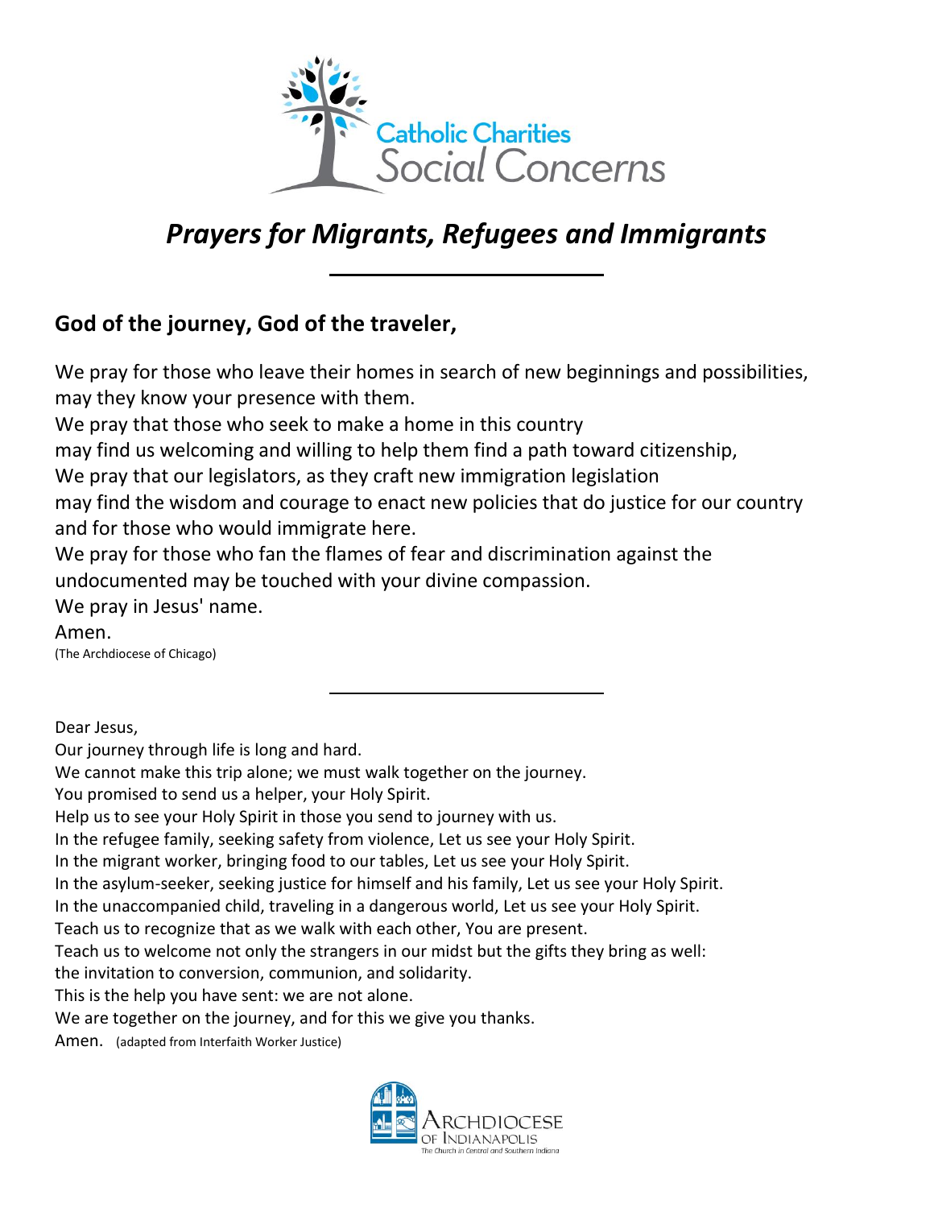Catholic Charities Social Concerns

# *Prayers for Migrants, Refugees and Immigrants*

---

**God of the journey, God of the traveler,**

We pray for those who leave their homes in search of new beginnings and possibilities, may they know your presence with them.
We pray that those who seek to make a home in this country
may find us welcoming and willing to help them find a path toward citizenship,
We pray that our legislators, as they craft new immigration legislation
may find the wisdom and courage to enact new policies that do justice for our country and for those who would immigrate here.
We pray for those who fan the flames of fear and discrimination against the undocumented may be touched with your divine compassion.
We pray in Jesus' name.
Amen.
(The Archdiocese of Chicago)

---

Dear Jesus,
Our journey through life is long and hard.
We cannot make this trip alone; we must walk together on the journey.
You promised to send us a helper, your Holy Spirit.
Help us to see your Holy Spirit in those you send to journey with us.
In the refugee family, seeking safety from violence, Let us see your Holy Spirit.
In the migrant worker, bringing food to our tables, Let us see your Holy Spirit.
In the asylum-seeker, seeking justice for himself and his family, Let us see your Holy Spirit.
In the unaccompanied child, traveling in a dangerous world, Let us see your Holy Spirit.
Teach us to recognize that as we walk with each other, You are present.
Teach us to welcome not only the strangers in our midst but the gifts they bring as well:
the invitation to conversion, communion, and solidarity.
This is the help you have sent: we are not alone.
We are together on the journey, and for this we give you thanks.
Amen. (adapted from Interfaith Worker Justice)

Archdiocese of Indianapolis
The Church in Central and Southern Indiana